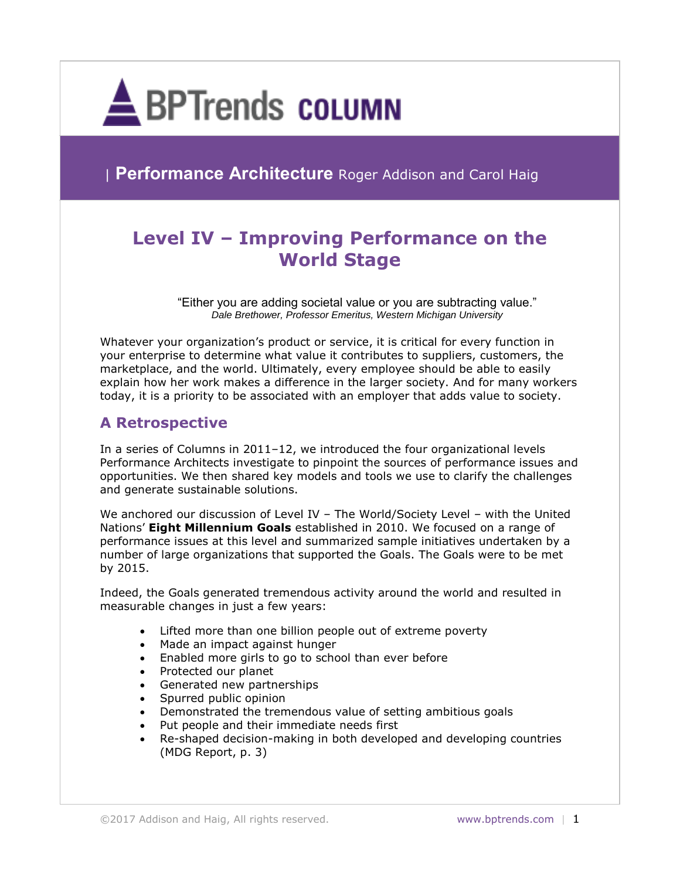BPTrends **COLUMN**

| **Performance Architecture** Roger Addison and Carol Haig

# Level IV – Improving Performance on the World Stage

"Either you are adding societal value or you are subtracting value."
*Dale Brethower, Professor Emeritus, Western Michigan University*

Whatever your organization's product or service, it is critical for every function in your enterprise to determine what value it contributes to suppliers, customers, the marketplace, and the world. Ultimately, every employee should be able to easily explain how her work makes a difference in the larger society. And for many workers today, it is a priority to be associated with an employer that adds value to society.

## A Retrospective

In a series of Columns in 2011–12, we introduced the four organizational levels Performance Architects investigate to pinpoint the sources of performance issues and opportunities. We then shared key models and tools we use to clarify the challenges and generate sustainable solutions.

We anchored our discussion of Level IV – The World/Society Level – with the United Nations' **Eight Millennium Goals** established in 2010. We focused on a range of performance issues at this level and summarized sample initiatives undertaken by a number of large organizations that supported the Goals. The Goals were to be met by 2015.

Indeed, the Goals generated tremendous activity around the world and resulted in measurable changes in just a few years:

- Lifted more than one billion people out of extreme poverty
- Made an impact against hunger
- Enabled more girls to go to school than ever before
- Protected our planet
- Generated new partnerships
- Spurred public opinion
- Demonstrated the tremendous value of setting ambitious goals
- Put people and their immediate needs first
- Re-shaped decision-making in both developed and developing countries (MDG Report, p. 3)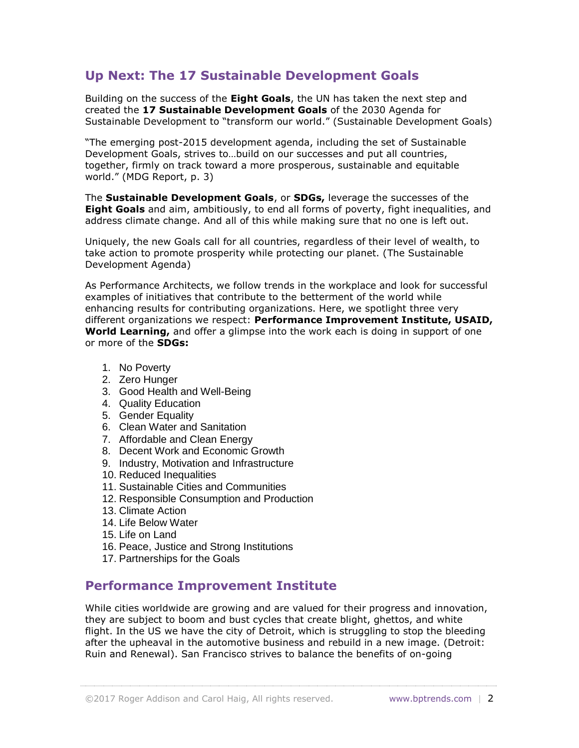## Up Next: The 17 Sustainable Development Goals

Building on the success of the **Eight Goals**, the UN has taken the next step and created the **17 Sustainable Development Goals** of the 2030 Agenda for Sustainable Development to "transform our world." (Sustainable Development Goals)

"The emerging post-2015 development agenda, including the set of Sustainable Development Goals, strives to…build on our successes and put all countries, together, firmly on track toward a more prosperous, sustainable and equitable world." (MDG Report, p. 3)

The **Sustainable Development Goals**, or **SDGs,** leverage the successes of the **Eight Goals** and aim, ambitiously, to end all forms of poverty, fight inequalities, and address climate change. And all of this while making sure that no one is left out.

Uniquely, the new Goals call for all countries, regardless of their level of wealth, to take action to promote prosperity while protecting our planet. (The Sustainable Development Agenda)

As Performance Architects, we follow trends in the workplace and look for successful examples of initiatives that contribute to the betterment of the world while enhancing results for contributing organizations. Here, we spotlight three very different organizations we respect: **Performance Improvement Institute, USAID, World Learning,** and offer a glimpse into the work each is doing in support of one or more of the **SDGs:**

1. No Poverty
2. Zero Hunger
3. Good Health and Well-Being
4. Quality Education
5. Gender Equality
6. Clean Water and Sanitation
7. Affordable and Clean Energy
8. Decent Work and Economic Growth
9. Industry, Motivation and Infrastructure
10. Reduced Inequalities
11. Sustainable Cities and Communities
12. Responsible Consumption and Production
13. Climate Action
14. Life Below Water
15. Life on Land
16. Peace, Justice and Strong Institutions
17. Partnerships for the Goals

## Performance Improvement Institute

While cities worldwide are growing and are valued for their progress and innovation, they are subject to boom and bust cycles that create blight, ghettos, and white flight. In the US we have the city of Detroit, which is struggling to stop the bleeding after the upheaval in the automotive business and rebuild in a new image. (Detroit: Ruin and Renewal). San Francisco strives to balance the benefits of on-going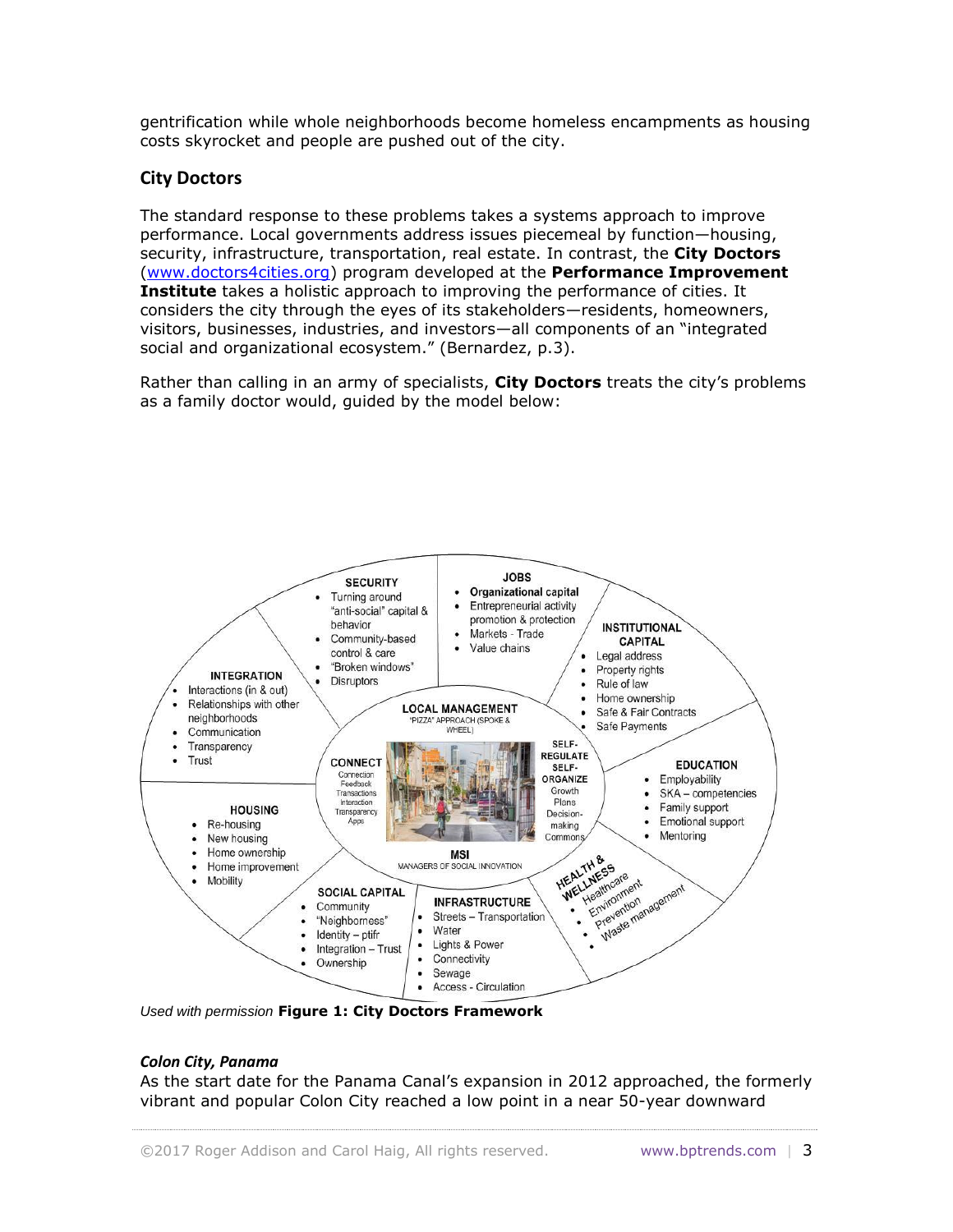gentrification while whole neighborhoods become homeless encampments as housing costs skyrocket and people are pushed out of the city.

## City Doctors

The standard response to these problems takes a systems approach to improve performance. Local governments address issues piecemeal by function—housing, security, infrastructure, transportation, real estate. In contrast, the **City Doctors** (www.doctors4cities.org) program developed at the **Performance Improvement Institute** takes a holistic approach to improving the performance of cities. It considers the city through the eyes of its stakeholders—residents, homeowners, visitors, businesses, industries, and investors—all components of an "integrated social and organizational ecosystem." (Bernardez, p.3).

Rather than calling in an army of specialists, **City Doctors** treats the city's problems as a family doctor would, guided by the model below:

**SECURITY**
- Turning around "anti-social" capital & behavior
- Community-based control & care
- "Broken windows"
- Disruptors

**JOBS**
- Organizational capital
- Entrepreneurial activity promotion & protection
- Markets - Trade
- Value chains

**INSTITUTIONAL CAPITAL**
- Legal address
- Property rights
- Rule of law
- Home ownership
- Safe & Fair Contracts
- Safe Payments

**EDUCATION**
- Employability
- SKA – competencies
- Family support
- Emotional support
- Mentoring

**HEALTH & WELLNESS**
- Healthcare
- Environment
- Prevention
- Waste management

**INFRASTRUCTURE**
- Streets – Transportation
- Water
- Lights & Power
- Connectivity
- Sewage
- Access - Circulation

**SOCIAL CAPITAL**
- Community
- "Neighborness"
- Identity – ptifr
- Integration – Trust
- Ownership

**HOUSING**
- Re-housing
- New housing
- Home ownership
- Home improvement
- Mobility

**INTEGRATION**
- Interactions (in & out)
- Relationships with other neighborhoods
- Communication
- Transparency
- Trust

**LOCAL MANAGEMENT** "PIZZA" APPROACH (SPOKE & WHEEL)

**CONNECT**: Connection, Feedback, Transactions, Interaction, Transparency, Apps

**SELF-REGULATE SELF-ORGANIZE**: Growth, Plans, Decision-making, Commons

**MSI**: MANAGERS OF SOCIAL INNOVATION

*Used with permission* **Figure 1: City Doctors Framework**

### *Colon City, Panama*

As the start date for the Panama Canal's expansion in 2012 approached, the formerly vibrant and popular Colon City reached a low point in a near 50-year downward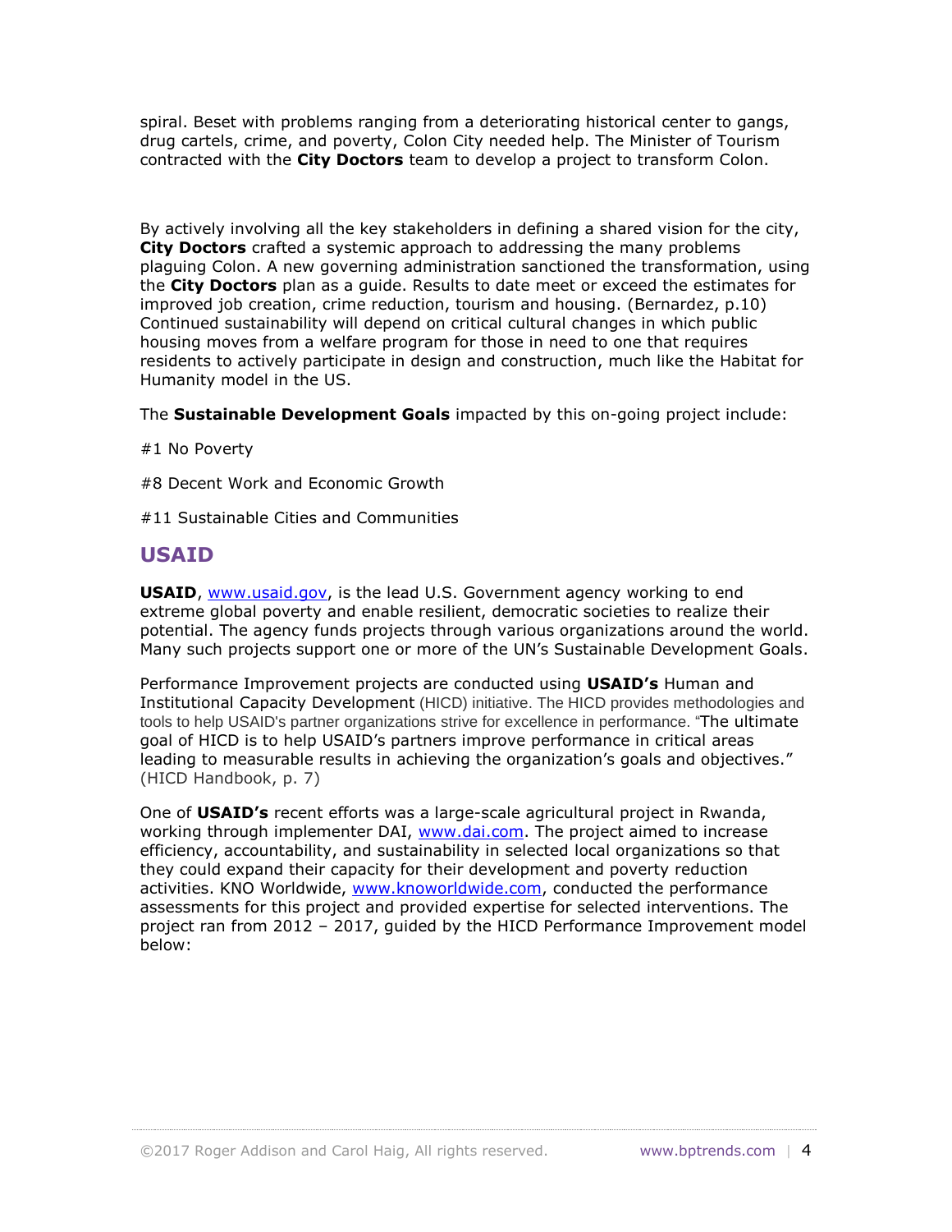spiral. Beset with problems ranging from a deteriorating historical center to gangs, drug cartels, crime, and poverty, Colon City needed help. The Minister of Tourism contracted with the **City Doctors** team to develop a project to transform Colon.

By actively involving all the key stakeholders in defining a shared vision for the city, **City Doctors** crafted a systemic approach to addressing the many problems plaguing Colon. A new governing administration sanctioned the transformation, using the **City Doctors** plan as a guide. Results to date meet or exceed the estimates for improved job creation, crime reduction, tourism and housing. (Bernardez, p.10) Continued sustainability will depend on critical cultural changes in which public housing moves from a welfare program for those in need to one that requires residents to actively participate in design and construction, much like the Habitat for Humanity model in the US.

The **Sustainable Development Goals** impacted by this on-going project include:

#1 No Poverty

#8 Decent Work and Economic Growth

#11 Sustainable Cities and Communities

## USAID

**USAID**, www.usaid.gov, is the lead U.S. Government agency working to end extreme global poverty and enable resilient, democratic societies to realize their potential. The agency funds projects through various organizations around the world. Many such projects support one or more of the UN's Sustainable Development Goals.

Performance Improvement projects are conducted using **USAID's** Human and Institutional Capacity Development (HICD) initiative. The HICD provides methodologies and tools to help USAID's partner organizations strive for excellence in performance. "The ultimate goal of HICD is to help USAID's partners improve performance in critical areas leading to measurable results in achieving the organization's goals and objectives." (HICD Handbook, p. 7)

One of **USAID's** recent efforts was a large-scale agricultural project in Rwanda, working through implementer DAI, www.dai.com. The project aimed to increase efficiency, accountability, and sustainability in selected local organizations so that they could expand their capacity for their development and poverty reduction activities. KNO Worldwide, www.knoworldwide.com, conducted the performance assessments for this project and provided expertise for selected interventions. The project ran from 2012 – 2017, guided by the HICD Performance Improvement model below: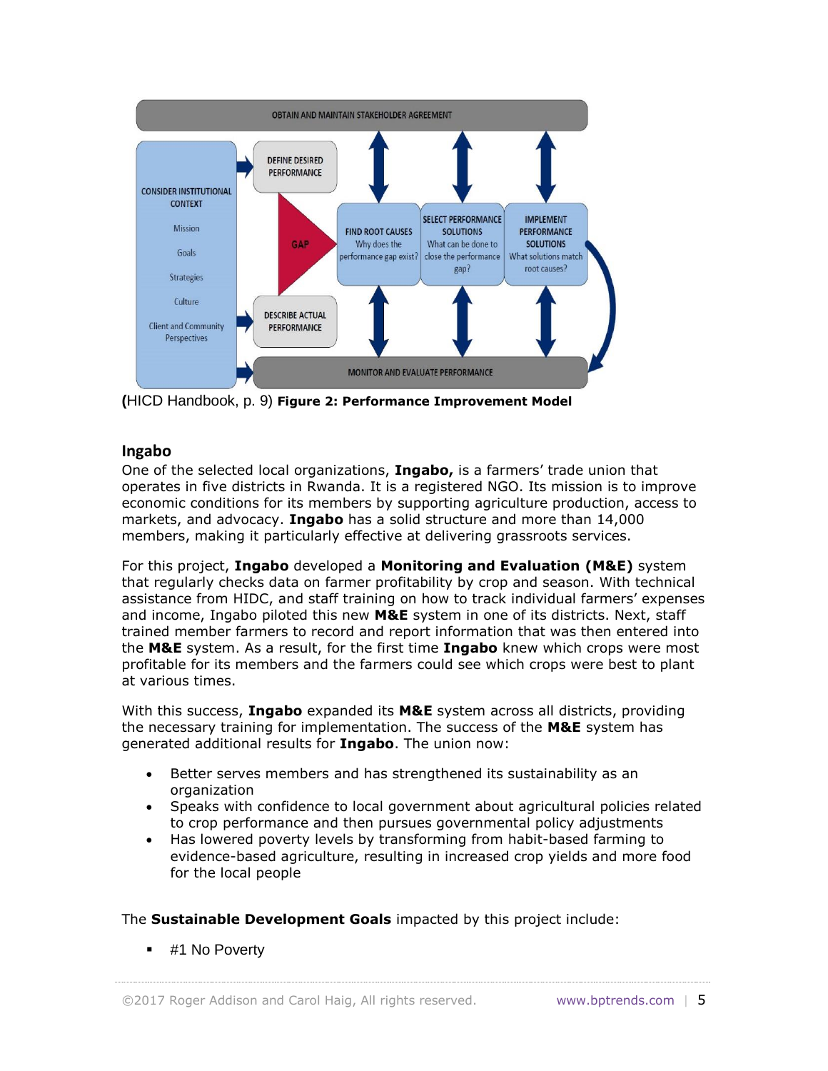(HICD Handbook, p. 9) **Figure 2: Performance Improvement Model**

## Ingabo

One of the selected local organizations, **Ingabo,** is a farmers' trade union that operates in five districts in Rwanda. It is a registered NGO. Its mission is to improve economic conditions for its members by supporting agriculture production, access to markets, and advocacy. **Ingabo** has a solid structure and more than 14,000 members, making it particularly effective at delivering grassroots services.

For this project, **Ingabo** developed a **Monitoring and Evaluation (M&E)** system that regularly checks data on farmer profitability by crop and season. With technical assistance from HIDC, and staff training on how to track individual farmers' expenses and income, Ingabo piloted this new **M&E** system in one of its districts. Next, staff trained member farmers to record and report information that was then entered into the **M&E** system. As a result, for the first time **Ingabo** knew which crops were most profitable for its members and the farmers could see which crops were best to plant at various times.

With this success, **Ingabo** expanded its **M&E** system across all districts, providing the necessary training for implementation. The success of the **M&E** system has generated additional results for **Ingabo**. The union now:

- Better serves members and has strengthened its sustainability as an organization
- Speaks with confidence to local government about agricultural policies related to crop performance and then pursues governmental policy adjustments
- Has lowered poverty levels by transforming from habit-based farming to evidence-based agriculture, resulting in increased crop yields and more food for the local people

The **Sustainable Development Goals** impacted by this project include:

- #1 No Poverty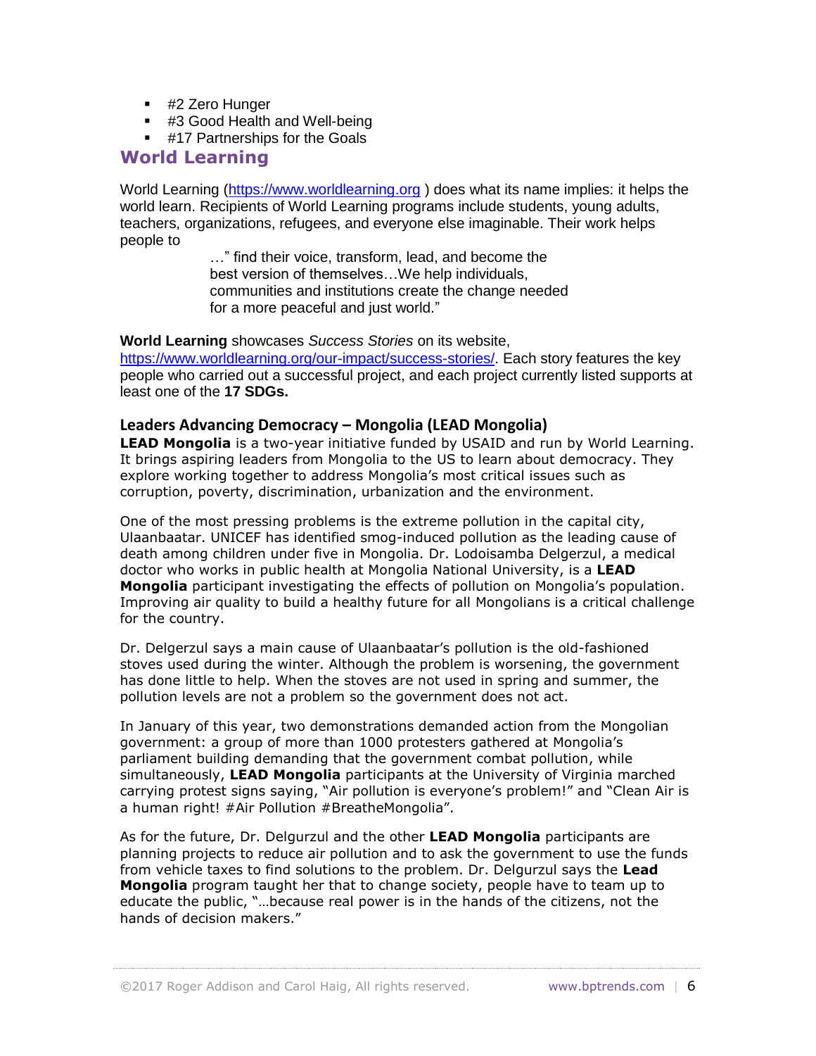- #2 Zero Hunger
- #3 Good Health and Well-being
- #17 Partnerships for the Goals

## World Learning

World Learning (https://www.worldlearning.org ) does what its name implies: it helps the world learn. Recipients of World Learning programs include students, young adults, teachers, organizations, refugees, and everyone else imaginable. Their work helps people to

> …" find their voice, transform, lead, and become the best version of themselves…We help individuals, communities and institutions create the change needed for a more peaceful and just world."

**World Learning** showcases *Success Stories* on its website, https://www.worldlearning.org/our-impact/success-stories/. Each story features the key people who carried out a successful project, and each project currently listed supports at least one of the **17 SDGs.**

### Leaders Advancing Democracy – Mongolia (LEAD Mongolia)

**LEAD Mongolia** is a two-year initiative funded by USAID and run by World Learning. It brings aspiring leaders from Mongolia to the US to learn about democracy. They explore working together to address Mongolia's most critical issues such as corruption, poverty, discrimination, urbanization and the environment.

One of the most pressing problems is the extreme pollution in the capital city, Ulaanbaatar. UNICEF has identified smog-induced pollution as the leading cause of death among children under five in Mongolia. Dr. Lodoisamba Delgerzul, a medical doctor who works in public health at Mongolia National University, is a **LEAD Mongolia** participant investigating the effects of pollution on Mongolia's population. Improving air quality to build a healthy future for all Mongolians is a critical challenge for the country.

Dr. Delgerzul says a main cause of Ulaanbaatar's pollution is the old-fashioned stoves used during the winter. Although the problem is worsening, the government has done little to help. When the stoves are not used in spring and summer, the pollution levels are not a problem so the government does not act.

In January of this year, two demonstrations demanded action from the Mongolian government: a group of more than 1000 protesters gathered at Mongolia's parliament building demanding that the government combat pollution, while simultaneously, **LEAD Mongolia** participants at the University of Virginia marched carrying protest signs saying, "Air pollution is everyone's problem!" and "Clean Air is a human right! #Air Pollution #BreatheMongolia".

As for the future, Dr. Delgurzul and the other **LEAD Mongolia** participants are planning projects to reduce air pollution and to ask the government to use the funds from vehicle taxes to find solutions to the problem. Dr. Delgurzul says the **Lead Mongolia** program taught her that to change society, people have to team up to educate the public, "…because real power is in the hands of the citizens, not the hands of decision makers."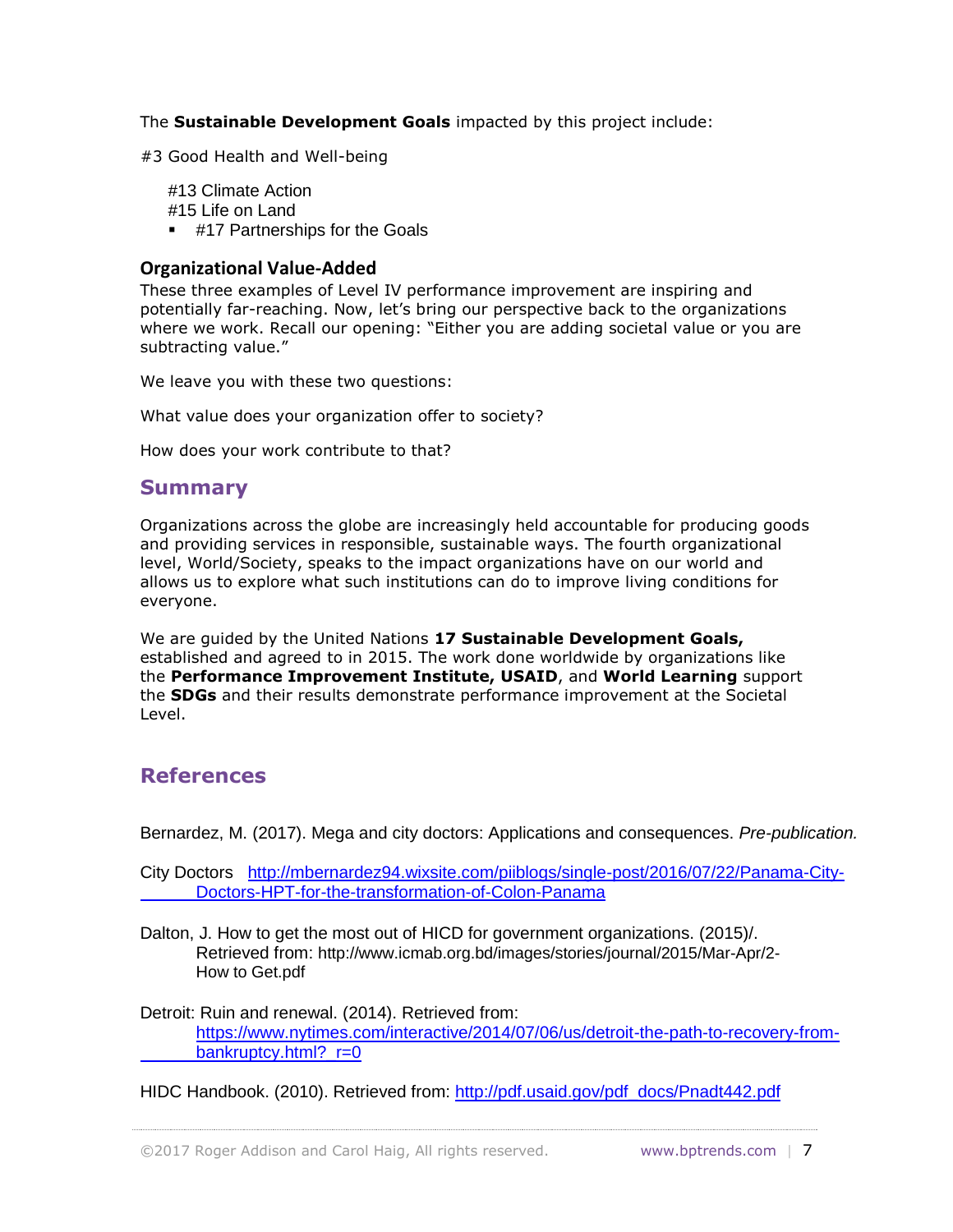The **Sustainable Development Goals** impacted by this project include:

#3 Good Health and Well-being

#13 Climate Action
#15 Life on Land

- #17 Partnerships for the Goals

### Organizational Value-Added

These three examples of Level IV performance improvement are inspiring and potentially far-reaching. Now, let's bring our perspective back to the organizations where we work. Recall our opening: "Either you are adding societal value or you are subtracting value."

We leave you with these two questions:

What value does your organization offer to society?

How does your work contribute to that?

## Summary

Organizations across the globe are increasingly held accountable for producing goods and providing services in responsible, sustainable ways. The fourth organizational level, World/Society, speaks to the impact organizations have on our world and allows us to explore what such institutions can do to improve living conditions for everyone.

We are guided by the United Nations **17 Sustainable Development Goals,** established and agreed to in 2015. The work done worldwide by organizations like the **Performance Improvement Institute, USAID**, and **World Learning** support the **SDGs** and their results demonstrate performance improvement at the Societal Level.

## References

Bernardez, M. (2017). Mega and city doctors: Applications and consequences. *Pre-publication.*

City Doctors http://mbernardez94.wixsite.com/piiblogs/single-post/2016/07/22/Panama-City-Doctors-HPT-for-the-transformation-of-Colon-Panama

Dalton, J. How to get the most out of HICD for government organizations. (2015)/. Retrieved from: http://www.icmab.org.bd/images/stories/journal/2015/Mar-Apr/2-How to Get.pdf

Detroit: Ruin and renewal. (2014). Retrieved from: https://www.nytimes.com/interactive/2014/07/06/us/detroit-the-path-to-recovery-from-bankruptcy.html?_r=0

HIDC Handbook. (2010). Retrieved from: http://pdf.usaid.gov/pdf_docs/Pnadt442.pdf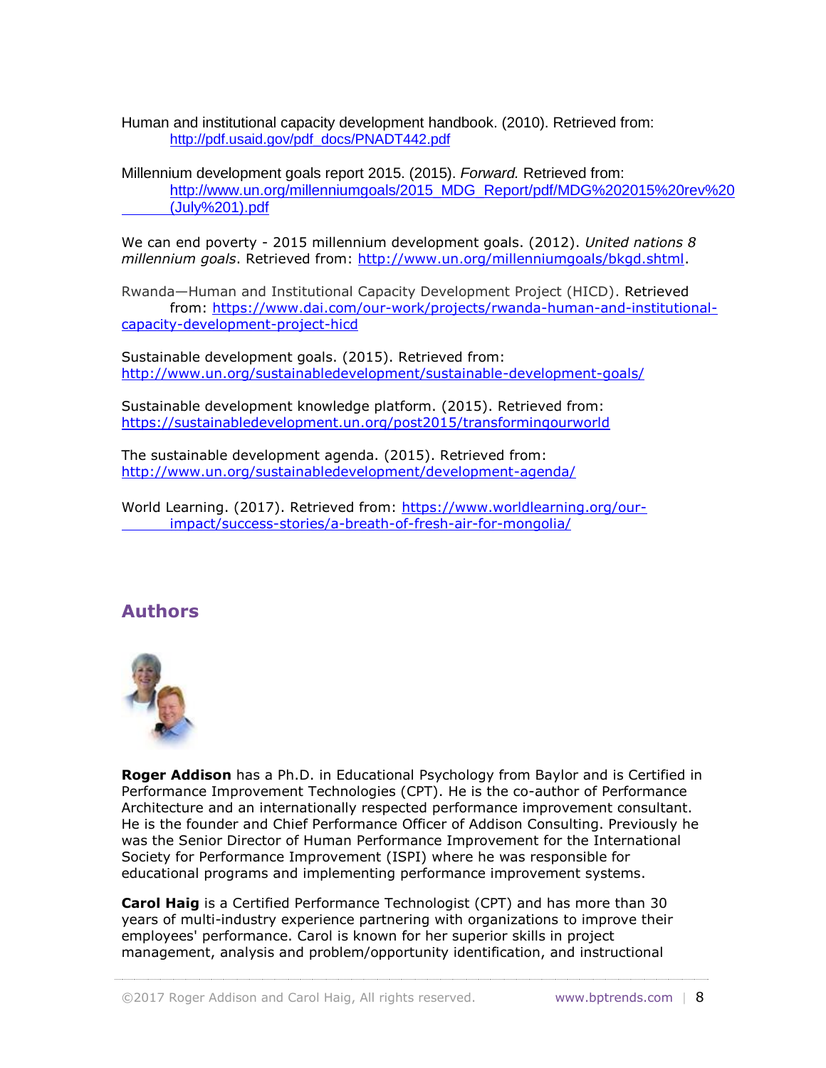Human and institutional capacity development handbook. (2010). Retrieved from: http://pdf.usaid.gov/pdf_docs/PNADT442.pdf

Millennium development goals report 2015. (2015). *Forward.* Retrieved from: http://www.un.org/millenniumgoals/2015_MDG_Report/pdf/MDG%202015%20rev%20(July%201).pdf

We can end poverty - 2015 millennium development goals. (2012). *United nations 8 millennium goals*. Retrieved from: http://www.un.org/millenniumgoals/bkgd.shtml.

Rwanda—Human and Institutional Capacity Development Project (HICD). Retrieved from: https://www.dai.com/our-work/projects/rwanda-human-and-institutional-capacity-development-project-hicd

Sustainable development goals. (2015). Retrieved from: http://www.un.org/sustainabledevelopment/sustainable-development-goals/

Sustainable development knowledge platform. (2015). Retrieved from: https://sustainabledevelopment.un.org/post2015/transformingourworld

The sustainable development agenda. (2015). Retrieved from: http://www.un.org/sustainabledevelopment/development-agenda/

World Learning. (2017). Retrieved from: https://www.worldlearning.org/our-impact/success-stories/a-breath-of-fresh-air-for-mongolia/

## Authors

**Roger Addison** has a Ph.D. in Educational Psychology from Baylor and is Certified in Performance Improvement Technologies (CPT). He is the co-author of Performance Architecture and an internationally respected performance improvement consultant. He is the founder and Chief Performance Officer of Addison Consulting. Previously he was the Senior Director of Human Performance Improvement for the International Society for Performance Improvement (ISPI) where he was responsible for educational programs and implementing performance improvement systems.

**Carol Haig** is a Certified Performance Technologist (CPT) and has more than 30 years of multi-industry experience partnering with organizations to improve their employees' performance. Carol is known for her superior skills in project management, analysis and problem/opportunity identification, and instructional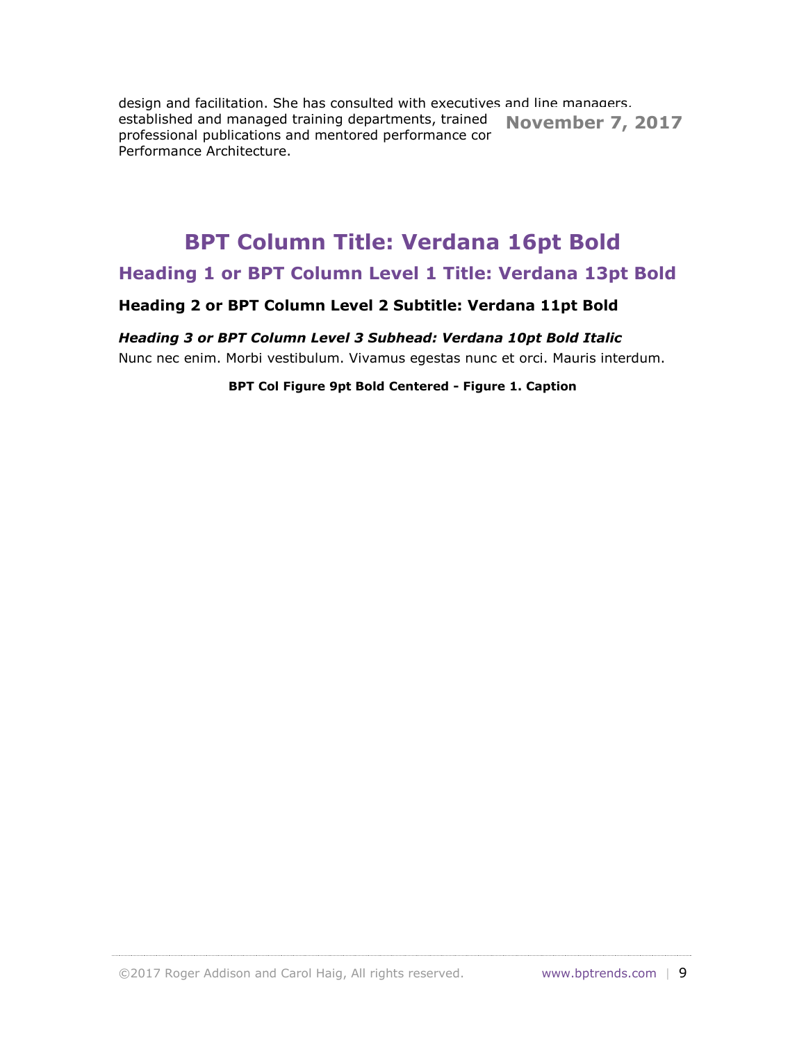design and facilitation. She has consulted with executives and line managers, established and managed training departments, trained professional publications and mentored performance cor Performance Architecture.

# BPT Column Title: Verdana 16pt Bold

## Heading 1 or BPT Column Level 1 Title: Verdana 13pt Bold

### Heading 2 or BPT Column Level 2 Subtitle: Verdana 11pt Bold

#### *Heading 3 or BPT Column Level 3 Subhead: Verdana 10pt Bold Italic*

Nunc nec enim. Morbi vestibulum. Vivamus egestas nunc et orci. Mauris interdum.

**BPT Col Figure 9pt Bold Centered - Figure 1. Caption**